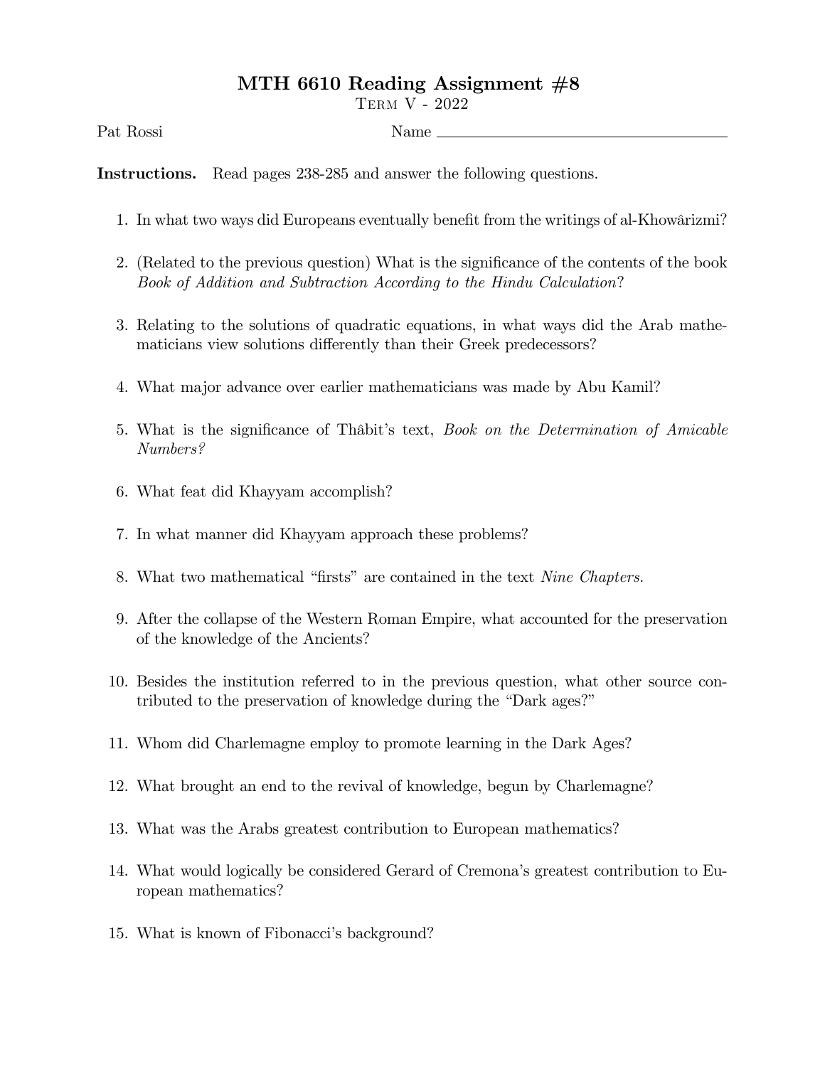# MTH 6610 Reading Assignment #8

TERM V - 2022

Pat Rossi Name ____________________

**Instructions.** Read pages 238-285 and answer the following questions.

1. In what two ways did Europeans eventually benefit from the writings of al-Khowârizmi?
2. (Related to the previous question) What is the significance of the contents of the book *Book of Addition and Subtraction According to the Hindu Calculation*?
3. Relating to the solutions of quadratic equations, in what ways did the Arab mathematicians view solutions differently than their Greek predecessors?
4. What major advance over earlier mathematicians was made by Abu Kamil?
5. What is the significance of Thâbit's text, *Book on the Determination of Amicable Numbers?*
6. What feat did Khayyam accomplish?
7. In what manner did Khayyam approach these problems?
8. What two mathematical "firsts" are contained in the text *Nine Chapters.*
9. After the collapse of the Western Roman Empire, what accounted for the preservation of the knowledge of the Ancients?
10. Besides the institution referred to in the previous question, what other source contributed to the preservation of knowledge during the "Dark ages?"
11. Whom did Charlemagne employ to promote learning in the Dark Ages?
12. What brought an end to the revival of knowledge, begun by Charlemagne?
13. What was the Arabs greatest contribution to European mathematics?
14. What would logically be considered Gerard of Cremona's greatest contribution to European mathematics?
15. What is known of Fibonacci's background?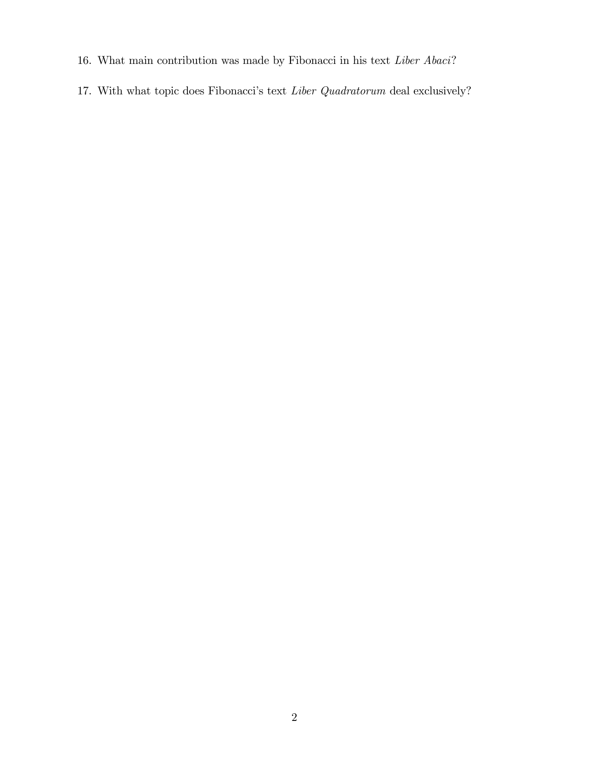16. What main contribution was made by Fibonacci in his text *Liber Abaci*?

17. With what topic does Fibonacci's text *Liber Quadratorum* deal exclusively?